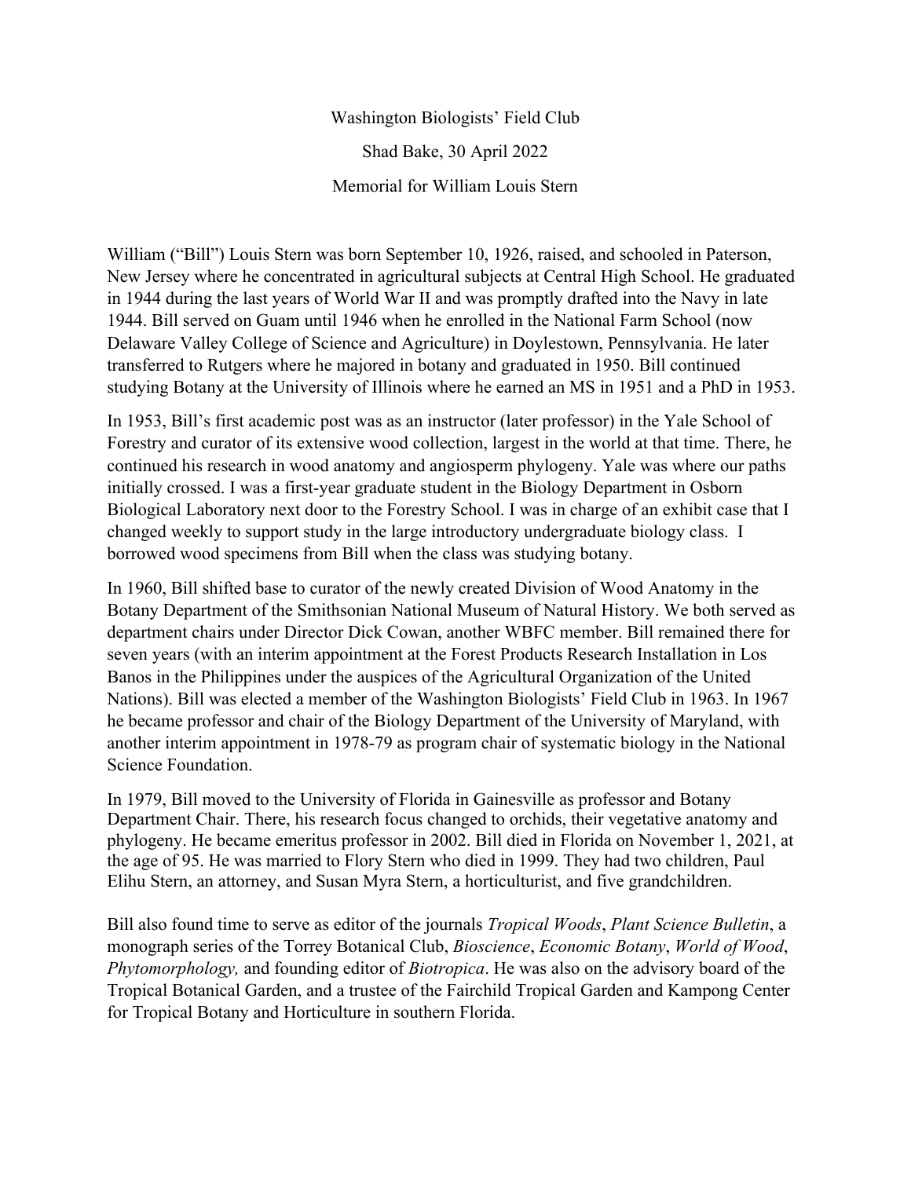Washington Biologists' Field Club

Shad Bake, 30 April 2022

Memorial for William Louis Stern

William ("Bill") Louis Stern was born September 10, 1926, raised, and schooled in Paterson, New Jersey where he concentrated in agricultural subjects at Central High School. He graduated in 1944 during the last years of World War II and was promptly drafted into the Navy in late 1944. Bill served on Guam until 1946 when he enrolled in the National Farm School (now Delaware Valley College of Science and Agriculture) in Doylestown, Pennsylvania. He later transferred to Rutgers where he majored in botany and graduated in 1950. Bill continued studying Botany at the University of Illinois where he earned an MS in 1951 and a PhD in 1953.

In 1953, Bill's first academic post was as an instructor (later professor) in the Yale School of Forestry and curator of its extensive wood collection, largest in the world at that time. There, he continued his research in wood anatomy and angiosperm phylogeny. Yale was where our paths initially crossed. I was a first-year graduate student in the Biology Department in Osborn Biological Laboratory next door to the Forestry School. I was in charge of an exhibit case that I changed weekly to support study in the large introductory undergraduate biology class. I borrowed wood specimens from Bill when the class was studying botany.

In 1960, Bill shifted base to curator of the newly created Division of Wood Anatomy in the Botany Department of the Smithsonian National Museum of Natural History. We both served as department chairs under Director Dick Cowan, another WBFC member. Bill remained there for seven years (with an interim appointment at the Forest Products Research Installation in Los Banos in the Philippines under the auspices of the Agricultural Organization of the United Nations). Bill was elected a member of the Washington Biologists' Field Club in 1963. In 1967 he became professor and chair of the Biology Department of the University of Maryland, with another interim appointment in 1978-79 as program chair of systematic biology in the National Science Foundation.

In 1979, Bill moved to the University of Florida in Gainesville as professor and Botany Department Chair. There, his research focus changed to orchids, their vegetative anatomy and phylogeny. He became emeritus professor in 2002. Bill died in Florida on November 1, 2021, at the age of 95. He was married to Flory Stern who died in 1999. They had two children, Paul Elihu Stern, an attorney, and Susan Myra Stern, a horticulturist, and five grandchildren.

Bill also found time to serve as editor of the journals *Tropical Woods*, *Plant Science Bulletin*, a monograph series of the Torrey Botanical Club, *Bioscience*, *Economic Botany*, *World of Wood*, *Phytomorphology,* and founding editor of *Biotropica*. He was also on the advisory board of the Tropical Botanical Garden, and a trustee of the Fairchild Tropical Garden and Kampong Center for Tropical Botany and Horticulture in southern Florida.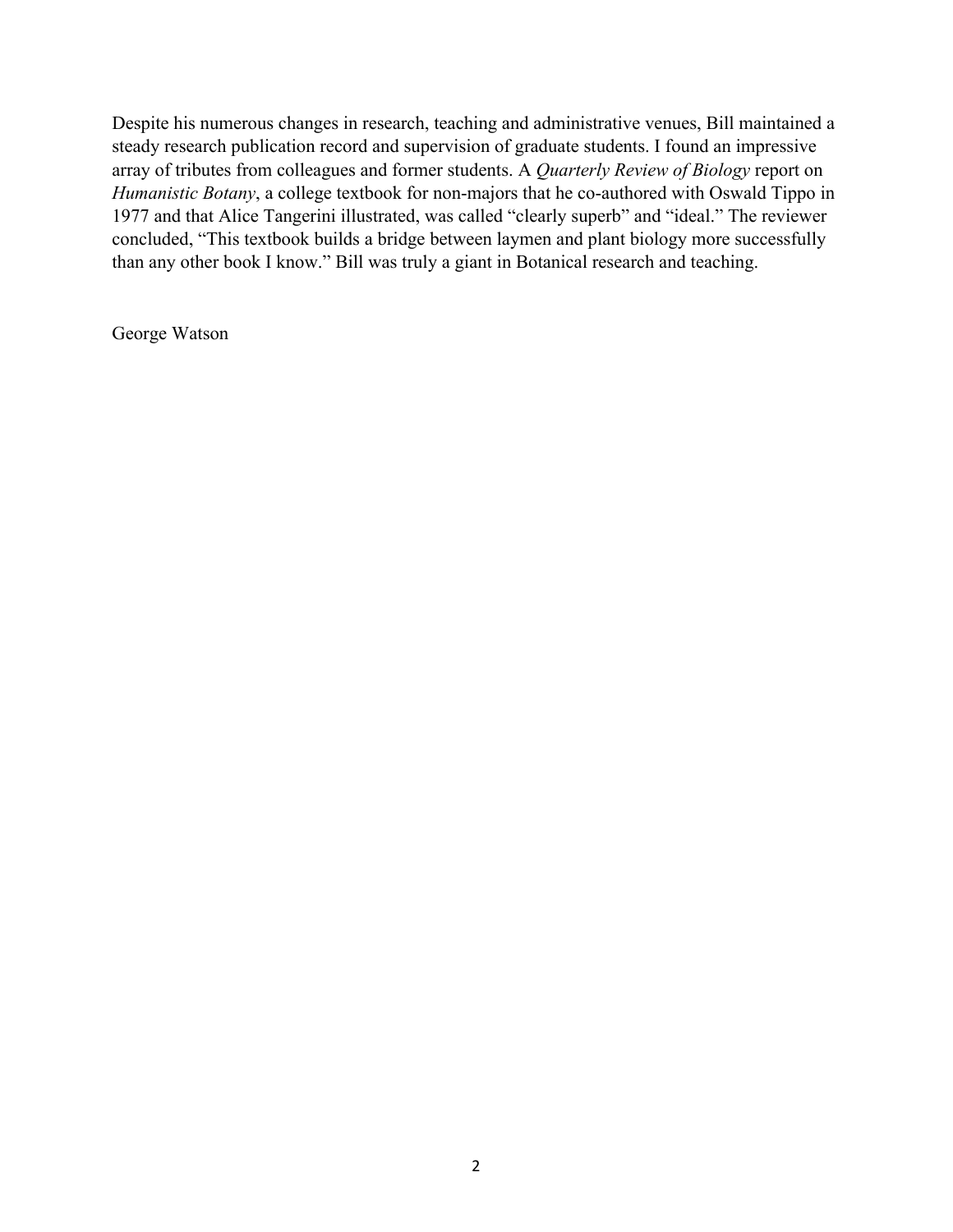Despite his numerous changes in research, teaching and administrative venues, Bill maintained a steady research publication record and supervision of graduate students. I found an impressive array of tributes from colleagues and former students. A *Quarterly Review of Biology* report on *Humanistic Botany*, a college textbook for non-majors that he co-authored with Oswald Tippo in 1977 and that Alice Tangerini illustrated, was called "clearly superb" and "ideal." The reviewer concluded, "This textbook builds a bridge between laymen and plant biology more successfully than any other book I know." Bill was truly a giant in Botanical research and teaching.

George Watson